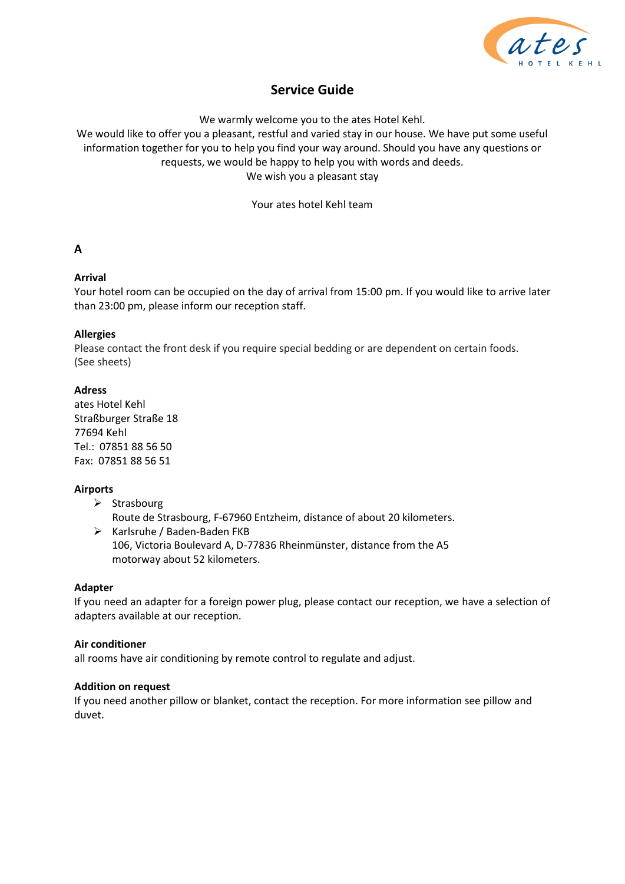# Service Guide

We warmly welcome you to the ates Hotel Kehl.
We would like to offer you a pleasant, restful and varied stay in our house. We have put some useful information together for you to help you find your way around. Should you have any questions or requests, we would be happy to help you with words and deeds.
We wish you a pleasant stay

Your ates hotel Kehl team

## A

**Arrival**
Your hotel room can be occupied on the day of arrival from 15:00 pm. If you would like to arrive later than 23:00 pm, please inform our reception staff.

**Allergies**
Please contact the front desk if you require special bedding or are dependent on certain foods. (See sheets)

**Adress**
ates Hotel Kehl
Straßburger Straße 18
77694 Kehl
Tel.: 07851 88 56 50
Fax: 07851 88 56 51

**Airports**

- Strasbourg
  Route de Strasbourg, F-67960 Entzheim, distance of about 20 kilometers.
- Karlsruhe / Baden-Baden FKB
  106, Victoria Boulevard A, D-77836 Rheinmünster, distance from the A5 motorway about 52 kilometers.

**Adapter**
If you need an adapter for a foreign power plug, please contact our reception, we have a selection of adapters available at our reception.

**Air conditioner**
all rooms have air conditioning by remote control to regulate and adjust.

**Addition on request**
If you need another pillow or blanket, contact the reception. For more information see pillow and duvet.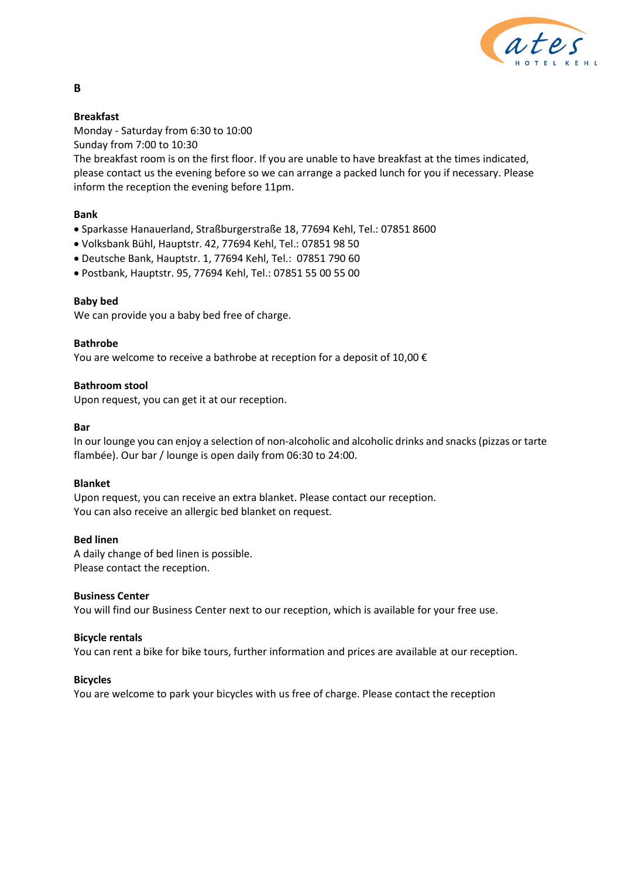## B

### Breakfast

Monday - Saturday from 6:30 to 10:00
Sunday from 7:00 to 10:30
The breakfast room is on the first floor. If you are unable to have breakfast at the times indicated, please contact us the evening before so we can arrange a packed lunch for you if necessary. Please inform the reception the evening before 11pm.

### Bank

- Sparkasse Hanauerland, Straßburgerstraße 18, 77694 Kehl, Tel.: 07851 8600
- Volksbank Bühl, Hauptstr. 42, 77694 Kehl, Tel.: 07851 98 50
- Deutsche Bank, Hauptstr. 1, 77694 Kehl, Tel.: 07851 790 60
- Postbank, Hauptstr. 95, 77694 Kehl, Tel.: 07851 55 00 55 00

### Baby bed

We can provide you a baby bed free of charge.

### Bathrobe

You are welcome to receive a bathrobe at reception for a deposit of 10,00 €

### Bathroom stool

Upon request, you can get it at our reception.

### Bar

In our lounge you can enjoy a selection of non-alcoholic and alcoholic drinks and snacks (pizzas or tarte flambée). Our bar / lounge is open daily from 06:30 to 24:00.

### Blanket

Upon request, you can receive an extra blanket. Please contact our reception.
You can also receive an allergic bed blanket on request.

### Bed linen

A daily change of bed linen is possible.
Please contact the reception.

### Business Center

You will find our Business Center next to our reception, which is available for your free use.

### Bicycle rentals

You can rent a bike for bike tours, further information and prices are available at our reception.

### Bicycles

You are welcome to park your bicycles with us free of charge. Please contact the reception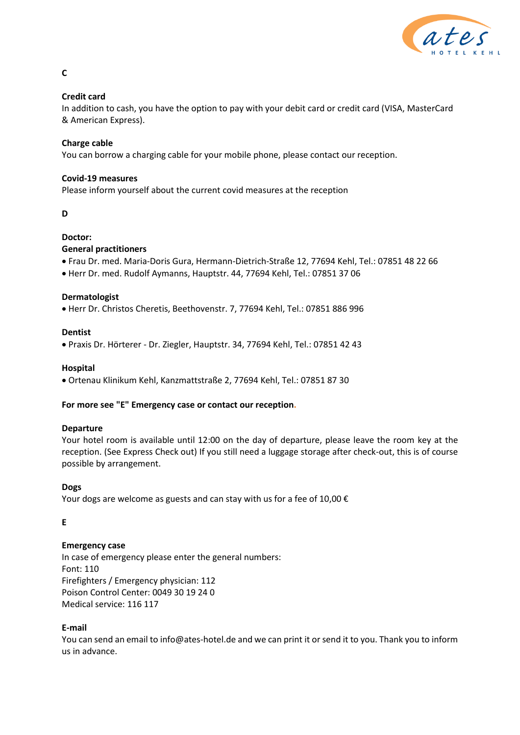## C

### Credit card

In addition to cash, you have the option to pay with your debit card or credit card (VISA, MasterCard & American Express).

### Charge cable

You can borrow a charging cable for your mobile phone, please contact our reception.

### Covid-19 measures

Please inform yourself about the current covid measures at the reception

## D

### Doctor:

**General practitioners**

- Frau Dr. med. Maria-Doris Gura, Hermann-Dietrich-Straße 12, 77694 Kehl, Tel.: 07851 48 22 66
- Herr Dr. med. Rudolf Aymanns, Hauptstr. 44, 77694 Kehl, Tel.: 07851 37 06

**Dermatologist**

- Herr Dr. Christos Cheretis, Beethovenstr. 7, 77694 Kehl, Tel.: 07851 886 996

**Dentist**

- Praxis Dr. Hörterer - Dr. Ziegler, Hauptstr. 34, 77694 Kehl, Tel.: 07851 42 43

**Hospital**

- Ortenau Klinikum Kehl, Kanzmattstraße 2, 77694 Kehl, Tel.: 07851 87 30

**For more see "E" Emergency case or contact our reception.**

### Departure

Your hotel room is available until 12:00 on the day of departure, please leave the room key at the reception. (See Express Check out) If you still need a luggage storage after check-out, this is of course possible by arrangement.

### Dogs

Your dogs are welcome as guests and can stay with us for a fee of 10,00 €

## E

### Emergency case

In case of emergency please enter the general numbers:
Font: 110
Firefighters / Emergency physician: 112
Poison Control Center: 0049 30 19 24 0
Medical service: 116 117

### E-mail

You can send an email to info@ates-hotel.de and we can print it or send it to you. Thank you to inform us in advance.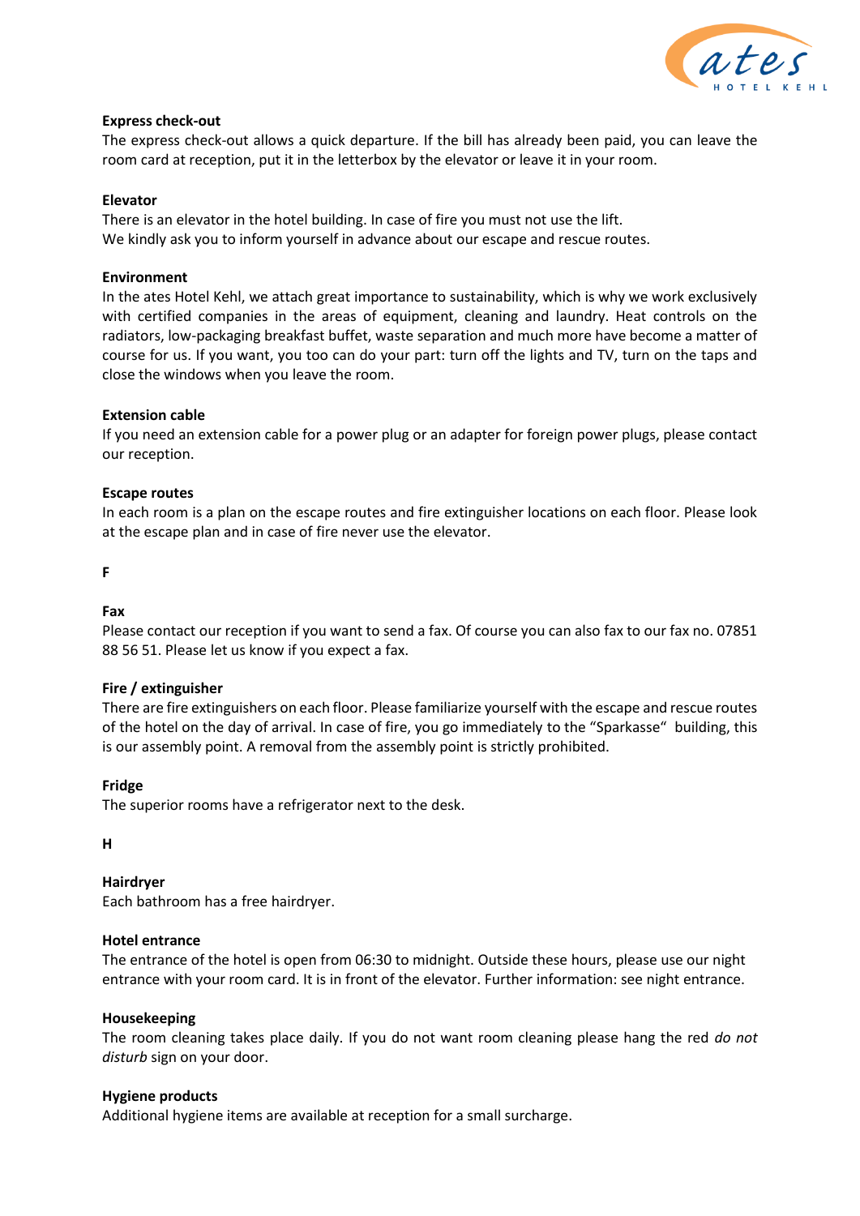**Express check-out**

The express check-out allows a quick departure. If the bill has already been paid, you can leave the room card at reception, put it in the letterbox by the elevator or leave it in your room.

**Elevator**

There is an elevator in the hotel building. In case of fire you must not use the lift.
We kindly ask you to inform yourself in advance about our escape and rescue routes.

**Environment**

In the ates Hotel Kehl, we attach great importance to sustainability, which is why we work exclusively with certified companies in the areas of equipment, cleaning and laundry. Heat controls on the radiators, low-packaging breakfast buffet, waste separation and much more have become a matter of course for us. If you want, you too can do your part: turn off the lights and TV, turn on the taps and close the windows when you leave the room.

**Extension cable**

If you need an extension cable for a power plug or an adapter for foreign power plugs, please contact our reception.

**Escape routes**

In each room is a plan on the escape routes and fire extinguisher locations on each floor. Please look at the escape plan and in case of fire never use the elevator.

**F**

**Fax**

Please contact our reception if you want to send a fax. Of course you can also fax to our fax no. 07851 88 56 51. Please let us know if you expect a fax.

**Fire / extinguisher**

There are fire extinguishers on each floor. Please familiarize yourself with the escape and rescue routes of the hotel on the day of arrival. In case of fire, you go immediately to the "Sparkasse" building, this is our assembly point. A removal from the assembly point is strictly prohibited.

**Fridge**

The superior rooms have a refrigerator next to the desk.

**H**

**Hairdryer**

Each bathroom has a free hairdryer.

**Hotel entrance**

The entrance of the hotel is open from 06:30 to midnight. Outside these hours, please use our night entrance with your room card. It is in front of the elevator. Further information: see night entrance.

**Housekeeping**

The room cleaning takes place daily. If you do not want room cleaning please hang the red *do not disturb* sign on your door.

**Hygiene products**

Additional hygiene items are available at reception for a small surcharge.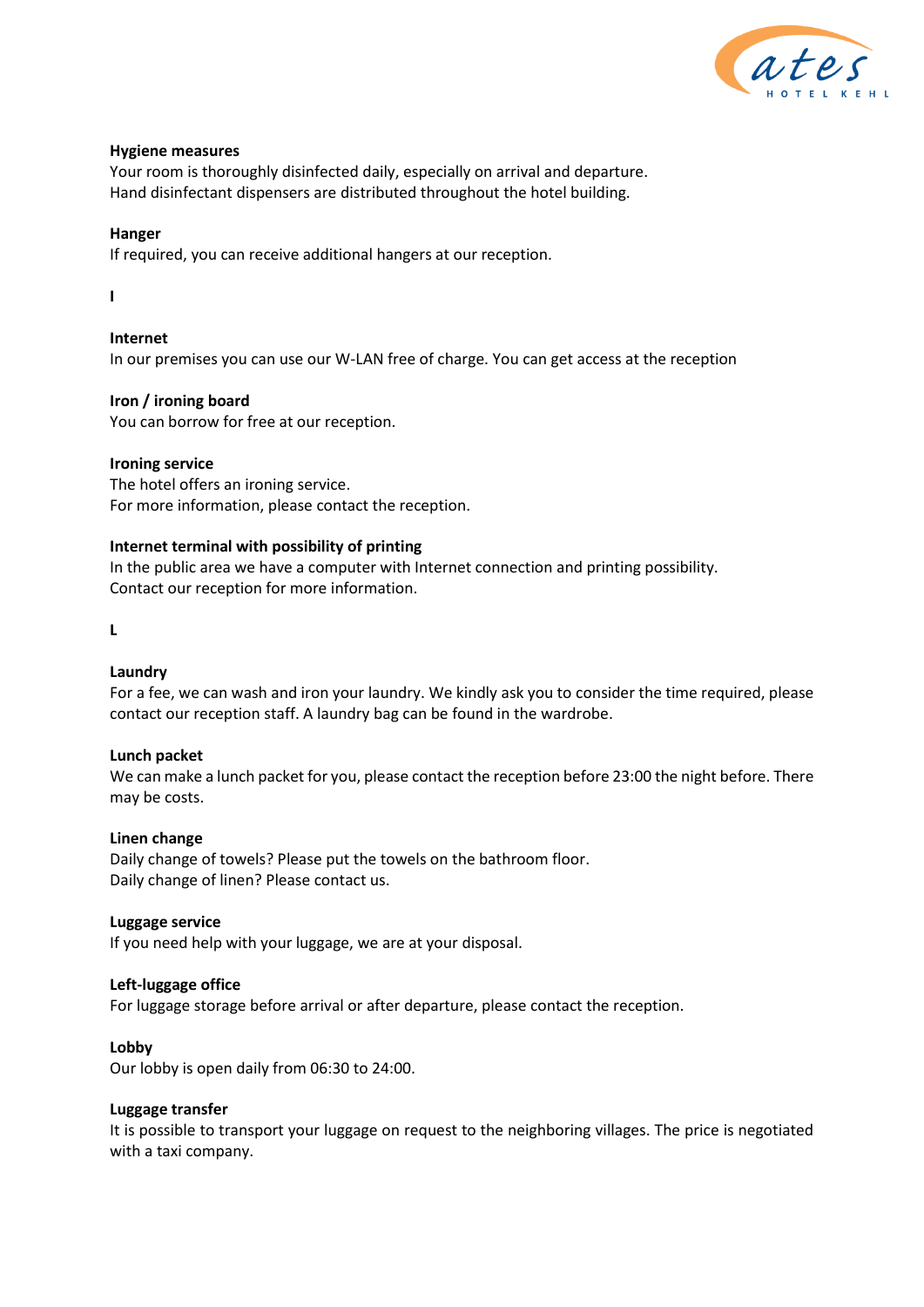**Hygiene measures**
Your room is thoroughly disinfected daily, especially on arrival and departure.
Hand disinfectant dispensers are distributed throughout the hotel building.

**Hanger**
If required, you can receive additional hangers at our reception.

**I**

**Internet**
In our premises you can use our W-LAN free of charge. You can get access at the reception

**Iron / ironing board**
You can borrow for free at our reception.

**Ironing service**
The hotel offers an ironing service.
For more information, please contact the reception.

**Internet terminal with possibility of printing**
In the public area we have a computer with Internet connection and printing possibility.
Contact our reception for more information.

**L**

**Laundry**
For a fee, we can wash and iron your laundry. We kindly ask you to consider the time required, please contact our reception staff. A laundry bag can be found in the wardrobe.

**Lunch packet**
We can make a lunch packet for you, please contact the reception before 23:00 the night before. There may be costs.

**Linen change**
Daily change of towels? Please put the towels on the bathroom floor.
Daily change of linen? Please contact us.

**Luggage service**
If you need help with your luggage, we are at your disposal.

**Left-luggage office**
For luggage storage before arrival or after departure, please contact the reception.

**Lobby**
Our lobby is open daily from 06:30 to 24:00.

**Luggage transfer**
It is possible to transport your luggage on request to the neighboring villages. The price is negotiated with a taxi company.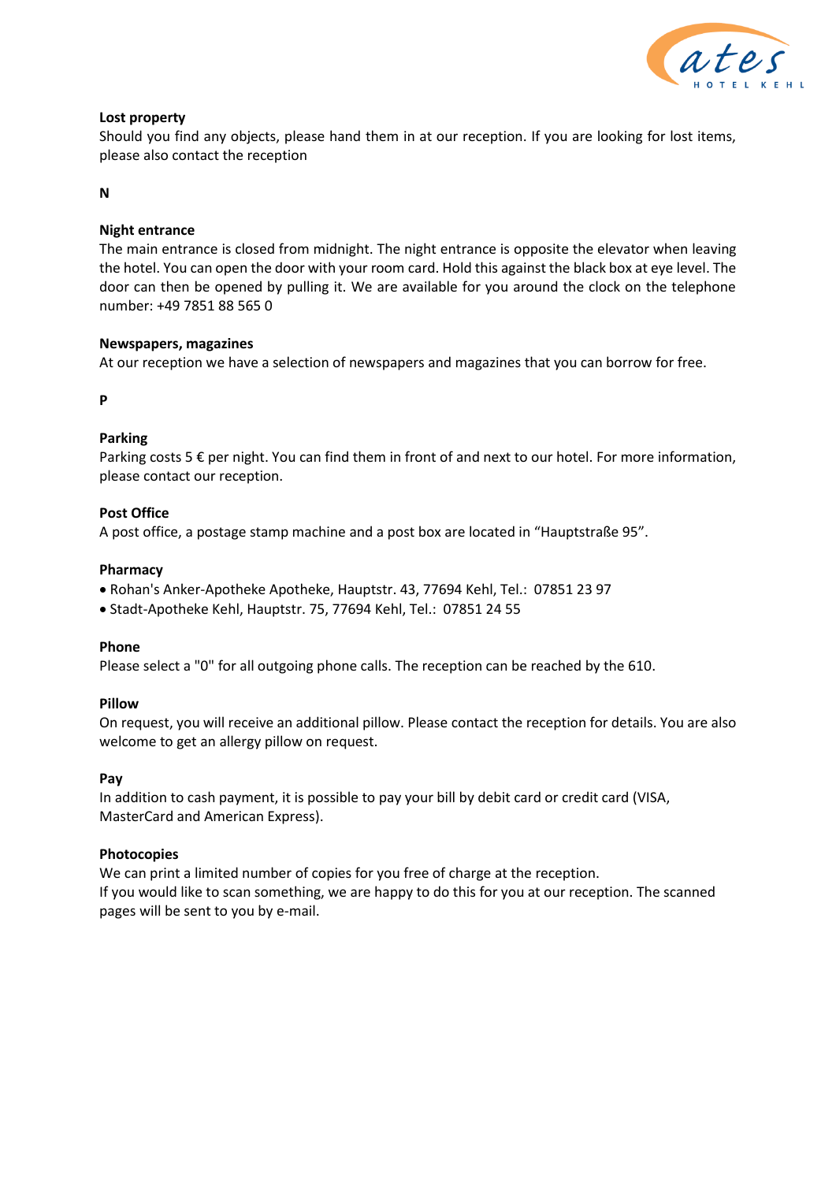**Lost property**
Should you find any objects, please hand them in at our reception. If you are looking for lost items, please also contact the reception

**N**

**Night entrance**
The main entrance is closed from midnight. The night entrance is opposite the elevator when leaving the hotel. You can open the door with your room card. Hold this against the black box at eye level. The door can then be opened by pulling it. We are available for you around the clock on the telephone number: +49 7851 88 565 0

**Newspapers, magazines**
At our reception we have a selection of newspapers and magazines that you can borrow for free.

**P**

**Parking**
Parking costs 5 € per night. You can find them in front of and next to our hotel. For more information, please contact our reception.

**Post Office**
A post office, a postage stamp machine and a post box are located in "Hauptstraße 95".

**Pharmacy**
- Rohan's Anker-Apotheke Apotheke, Hauptstr. 43, 77694 Kehl, Tel.: 07851 23 97
- Stadt-Apotheke Kehl, Hauptstr. 75, 77694 Kehl, Tel.: 07851 24 55

**Phone**
Please select a "0" for all outgoing phone calls. The reception can be reached by the 610.

**Pillow**
On request, you will receive an additional pillow. Please contact the reception for details. You are also welcome to get an allergy pillow on request.

**Pay**
In addition to cash payment, it is possible to pay your bill by debit card or credit card (VISA, MasterCard and American Express).

**Photocopies**
We can print a limited number of copies for you free of charge at the reception.
If you would like to scan something, we are happy to do this for you at our reception. The scanned pages will be sent to you by e-mail.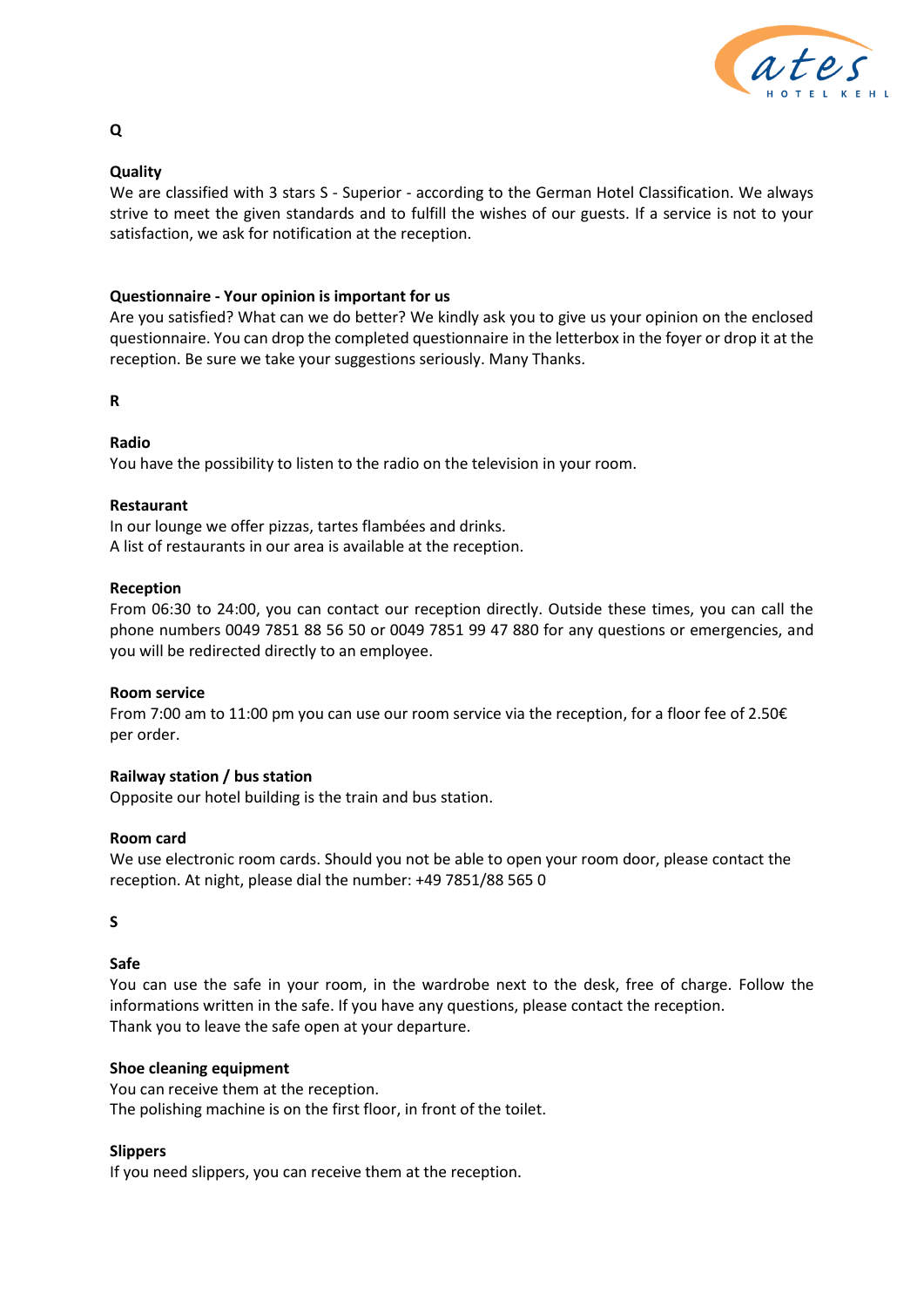## Q

### Quality

We are classified with 3 stars S - Superior - according to the German Hotel Classification. We always strive to meet the given standards and to fulfill the wishes of our guests. If a service is not to your satisfaction, we ask for notification at the reception.

### Questionnaire - Your opinion is important for us

Are you satisfied? What can we do better? We kindly ask you to give us your opinion on the enclosed questionnaire. You can drop the completed questionnaire in the letterbox in the foyer or drop it at the reception. Be sure we take your suggestions seriously. Many Thanks.

## R

### Radio

You have the possibility to listen to the radio on the television in your room.

### Restaurant

In our lounge we offer pizzas, tartes flambées and drinks.
A list of restaurants in our area is available at the reception.

### Reception

From 06:30 to 24:00, you can contact our reception directly. Outside these times, you can call the phone numbers 0049 7851 88 56 50 or 0049 7851 99 47 880 for any questions or emergencies, and you will be redirected directly to an employee.

### Room service

From 7:00 am to 11:00 pm you can use our room service via the reception, for a floor fee of 2.50€ per order.

### Railway station / bus station

Opposite our hotel building is the train and bus station.

### Room card

We use electronic room cards. Should you not be able to open your room door, please contact the reception. At night, please dial the number: +49 7851/88 565 0

## S

### Safe

You can use the safe in your room, in the wardrobe next to the desk, free of charge. Follow the informations written in the safe. If you have any questions, please contact the reception.
Thank you to leave the safe open at your departure.

### Shoe cleaning equipment

You can receive them at the reception.
The polishing machine is on the first floor, in front of the toilet.

### Slippers

If you need slippers, you can receive them at the reception.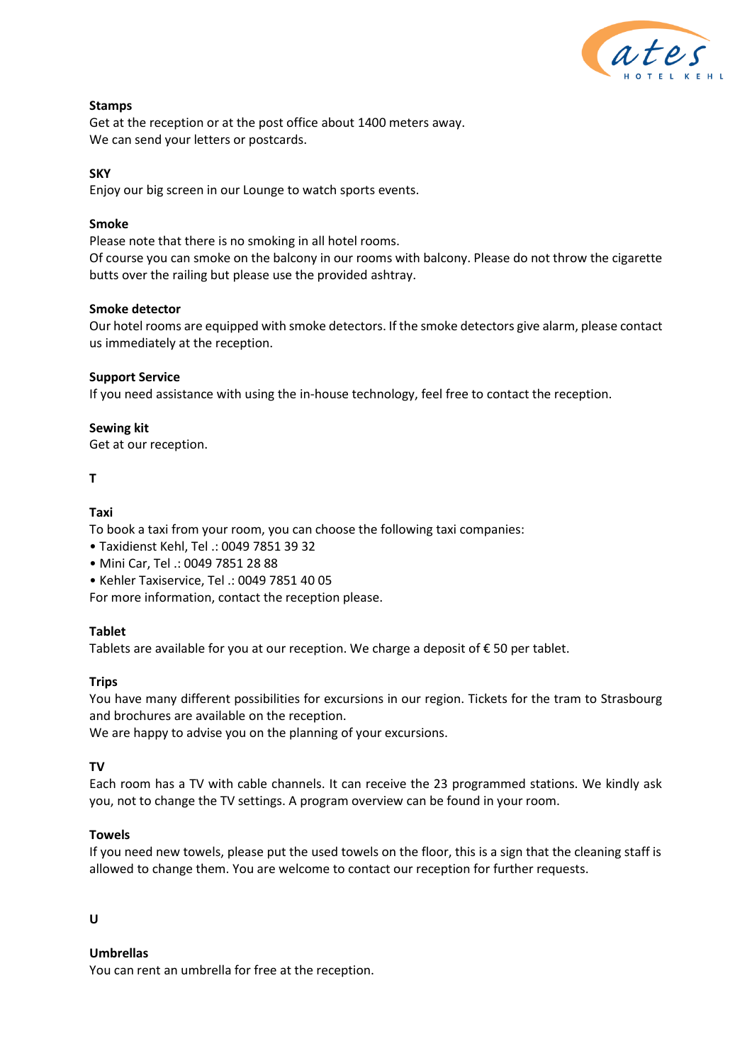**Stamps**
Get at the reception or at the post office about 1400 meters away.
We can send your letters or postcards.

**SKY**
Enjoy our big screen in our Lounge to watch sports events.

**Smoke**
Please note that there is no smoking in all hotel rooms.
Of course you can smoke on the balcony in our rooms with balcony. Please do not throw the cigarette butts over the railing but please use the provided ashtray.

**Smoke detector**
Our hotel rooms are equipped with smoke detectors. If the smoke detectors give alarm, please contact us immediately at the reception.

**Support Service**
If you need assistance with using the in-house technology, feel free to contact the reception.

**Sewing kit**
Get at our reception.

## T

**Taxi**
To book a taxi from your room, you can choose the following taxi companies:
- Taxidienst Kehl, Tel .: 0049 7851 39 32
- Mini Car, Tel .: 0049 7851 28 88
- Kehler Taxiservice, Tel .: 0049 7851 40 05

For more information, contact the reception please.

**Tablet**
Tablets are available for you at our reception. We charge a deposit of € 50 per tablet.

**Trips**
You have many different possibilities for excursions in our region. Tickets for the tram to Strasbourg and brochures are available on the reception.
We are happy to advise you on the planning of your excursions.

**TV**
Each room has a TV with cable channels. It can receive the 23 programmed stations. We kindly ask you, not to change the TV settings. A program overview can be found in your room.

**Towels**
If you need new towels, please put the used towels on the floor, this is a sign that the cleaning staff is allowed to change them. You are welcome to contact our reception for further requests.

## U

**Umbrellas**
You can rent an umbrella for free at the reception.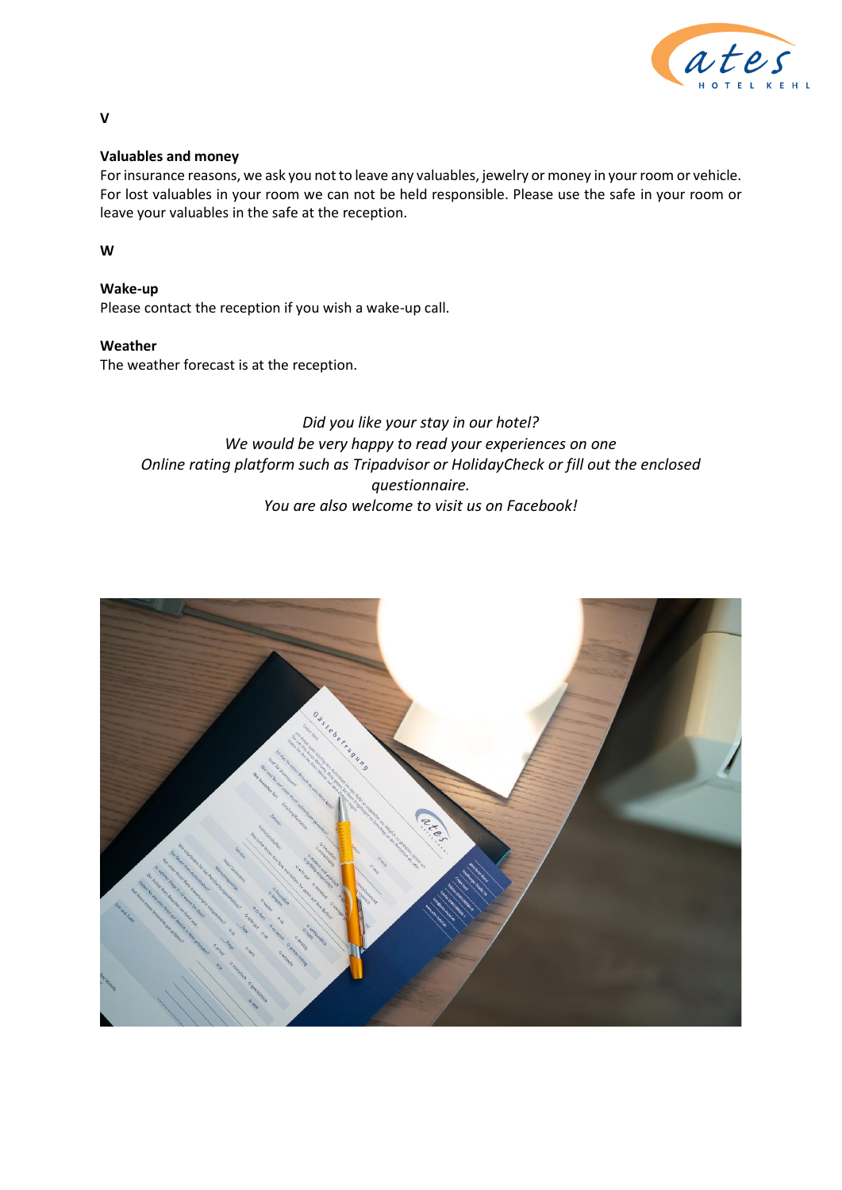## V

### Valuables and money

For insurance reasons, we ask you not to leave any valuables, jewelry or money in your room or vehicle. For lost valuables in your room we can not be held responsible. Please use the safe in your room or leave your valuables in the safe at the reception.

## W

### Wake-up

Please contact the reception if you wish a wake-up call.

### Weather

The weather forecast is at the reception.

*Did you like your stay in our hotel?*
*We would be very happy to read your experiences on one*
*Online rating platform such as Tripadvisor or HolidayCheck or fill out the enclosed questionnaire.*
*You are also welcome to visit us on Facebook!*